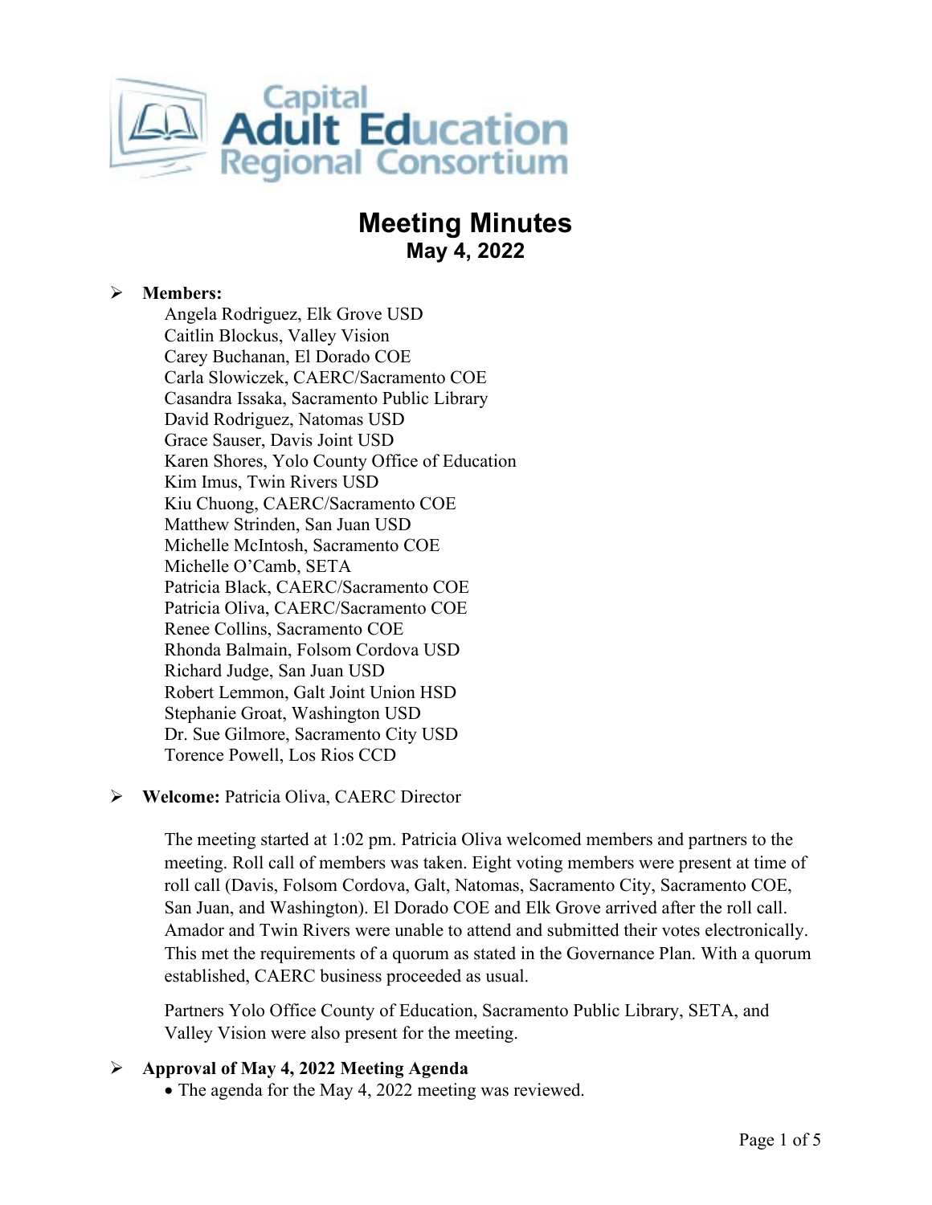Capital Adult Education Regional Consortium

# Meeting Minutes
## May 4, 2022

- **Members:**
  Angela Rodriguez, Elk Grove USD
  Caitlin Blockus, Valley Vision
  Carey Buchanan, El Dorado COE
  Carla Slowiczek, CAERC/Sacramento COE
  Casandra Issaka, Sacramento Public Library
  David Rodriguez, Natomas USD
  Grace Sauser, Davis Joint USD
  Karen Shores, Yolo County Office of Education
  Kim Imus, Twin Rivers USD
  Kiu Chuong, CAERC/Sacramento COE
  Matthew Strinden, San Juan USD
  Michelle McIntosh, Sacramento COE
  Michelle O'Camb, SETA
  Patricia Black, CAERC/Sacramento COE
  Patricia Oliva, CAERC/Sacramento COE
  Renee Collins, Sacramento COE
  Rhonda Balmain, Folsom Cordova USD
  Richard Judge, San Juan USD
  Robert Lemmon, Galt Joint Union HSD
  Stephanie Groat, Washington USD
  Dr. Sue Gilmore, Sacramento City USD
  Torence Powell, Los Rios CCD

- **Welcome:** Patricia Oliva, CAERC Director

  The meeting started at 1:02 pm. Patricia Oliva welcomed members and partners to the meeting. Roll call of members was taken. Eight voting members were present at time of roll call (Davis, Folsom Cordova, Galt, Natomas, Sacramento City, Sacramento COE, San Juan, and Washington). El Dorado COE and Elk Grove arrived after the roll call. Amador and Twin Rivers were unable to attend and submitted their votes electronically. This met the requirements of a quorum as stated in the Governance Plan. With a quorum established, CAERC business proceeded as usual.

  Partners Yolo Office County of Education, Sacramento Public Library, SETA, and Valley Vision were also present for the meeting.

- **Approval of May 4, 2022 Meeting Agenda**
  - The agenda for the May 4, 2022 meeting was reviewed.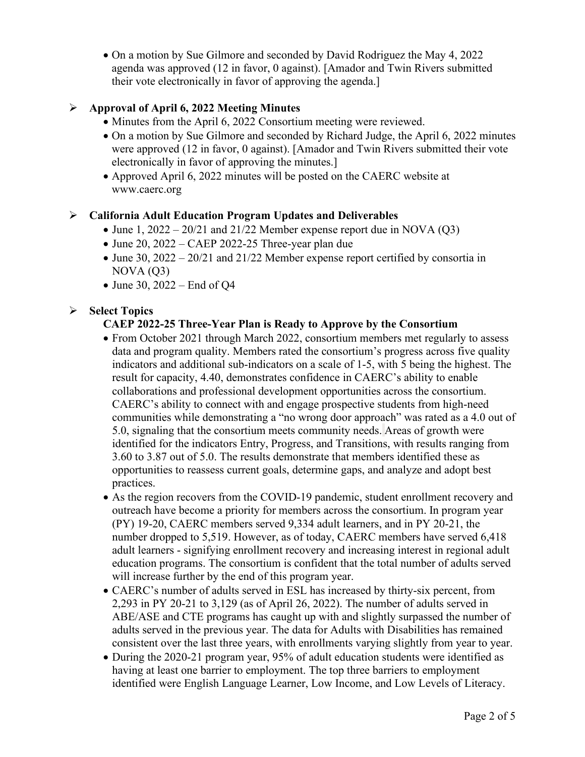- On a motion by Sue Gilmore and seconded by David Rodriguez the May 4, 2022 agenda was approved (12 in favor, 0 against). [Amador and Twin Rivers submitted their vote electronically in favor of approving the agenda.]

## ➢ Approval of April 6, 2022 Meeting Minutes

- Minutes from the April 6, 2022 Consortium meeting were reviewed.
- On a motion by Sue Gilmore and seconded by Richard Judge, the April 6, 2022 minutes were approved (12 in favor, 0 against). [Amador and Twin Rivers submitted their vote electronically in favor of approving the minutes.]
- Approved April 6, 2022 minutes will be posted on the CAERC website at www.caerc.org

## ➢ California Adult Education Program Updates and Deliverables

- June 1, 2022 – 20/21 and 21/22 Member expense report due in NOVA (Q3)
- June 20, 2022 – CAEP 2022-25 Three-year plan due
- June 30, 2022 – 20/21 and 21/22 Member expense report certified by consortia in NOVA (Q3)
- June 30, 2022 – End of Q4

## ➢ Select Topics

### CAEP 2022-25 Three-Year Plan is Ready to Approve by the Consortium

- From October 2021 through March 2022, consortium members met regularly to assess data and program quality. Members rated the consortium's progress across five quality indicators and additional sub-indicators on a scale of 1-5, with 5 being the highest. The result for capacity, 4.40, demonstrates confidence in CAERC's ability to enable collaborations and professional development opportunities across the consortium. CAERC's ability to connect with and engage prospective students from high-need communities while demonstrating a "no wrong door approach" was rated as a 4.0 out of 5.0, signaling that the consortium meets community needs. Areas of growth were identified for the indicators Entry, Progress, and Transitions, with results ranging from 3.60 to 3.87 out of 5.0. The results demonstrate that members identified these as opportunities to reassess current goals, determine gaps, and analyze and adopt best practices.
- As the region recovers from the COVID-19 pandemic, student enrollment recovery and outreach have become a priority for members across the consortium. In program year (PY) 19-20, CAERC members served 9,334 adult learners, and in PY 20-21, the number dropped to 5,519. However, as of today, CAERC members have served 6,418 adult learners - signifying enrollment recovery and increasing interest in regional adult education programs. The consortium is confident that the total number of adults served will increase further by the end of this program year.
- CAERC's number of adults served in ESL has increased by thirty-six percent, from 2,293 in PY 20-21 to 3,129 (as of April 26, 2022). The number of adults served in ABE/ASE and CTE programs has caught up with and slightly surpassed the number of adults served in the previous year. The data for Adults with Disabilities has remained consistent over the last three years, with enrollments varying slightly from year to year.
- During the 2020-21 program year, 95% of adult education students were identified as having at least one barrier to employment. The top three barriers to employment identified were English Language Learner, Low Income, and Low Levels of Literacy.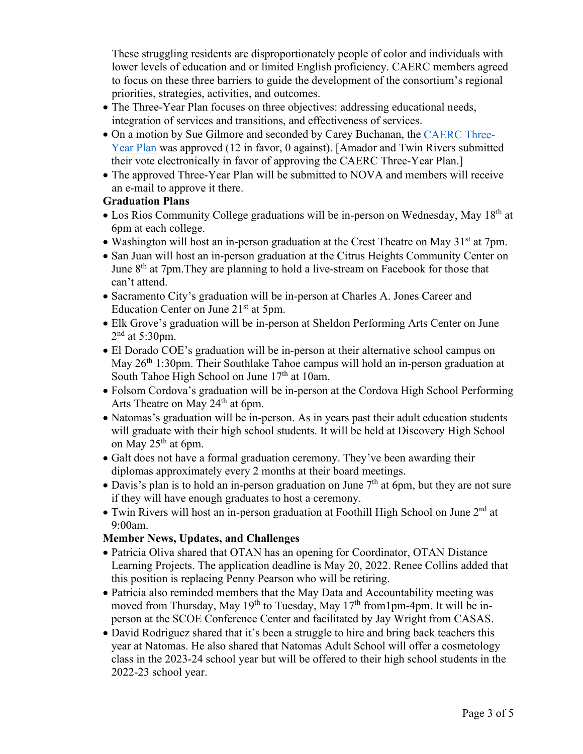These struggling residents are disproportionately people of color and individuals with lower levels of education and or limited English proficiency. CAERC members agreed to focus on these three barriers to guide the development of the consortium's regional priorities, strategies, activities, and outcomes.

- The Three-Year Plan focuses on three objectives: addressing educational needs, integration of services and transitions, and effectiveness of services.
- On a motion by Sue Gilmore and seconded by Carey Buchanan, the CAERC Three-Year Plan was approved (12 in favor, 0 against). [Amador and Twin Rivers submitted their vote electronically in favor of approving the CAERC Three-Year Plan.]
- The approved Three-Year Plan will be submitted to NOVA and members will receive an e-mail to approve it there.

**Graduation Plans**

- Los Rios Community College graduations will be in-person on Wednesday, May 18th at 6pm at each college.
- Washington will host an in-person graduation at the Crest Theatre on May 31st at 7pm.
- San Juan will host an in-person graduation at the Citrus Heights Community Center on June 8th at 7pm.They are planning to hold a live-stream on Facebook for those that can't attend.
- Sacramento City's graduation will be in-person at Charles A. Jones Career and Education Center on June 21st at 5pm.
- Elk Grove's graduation will be in-person at Sheldon Performing Arts Center on June 2nd at 5:30pm.
- El Dorado COE's graduation will be in-person at their alternative school campus on May 26th 1:30pm. Their Southlake Tahoe campus will hold an in-person graduation at South Tahoe High School on June 17th at 10am.
- Folsom Cordova's graduation will be in-person at the Cordova High School Performing Arts Theatre on May 24th at 6pm.
- Natomas's graduation will be in-person. As in years past their adult education students will graduate with their high school students. It will be held at Discovery High School on May 25th at 6pm.
- Galt does not have a formal graduation ceremony. They've been awarding their diplomas approximately every 2 months at their board meetings.
- Davis's plan is to hold an in-person graduation on June 7th at 6pm, but they are not sure if they will have enough graduates to host a ceremony.
- Twin Rivers will host an in-person graduation at Foothill High School on June 2nd at 9:00am.

**Member News, Updates, and Challenges**

- Patricia Oliva shared that OTAN has an opening for Coordinator, OTAN Distance Learning Projects. The application deadline is May 20, 2022. Renee Collins added that this position is replacing Penny Pearson who will be retiring.
- Patricia also reminded members that the May Data and Accountability meeting was moved from Thursday, May 19th to Tuesday, May 17th from1pm-4pm. It will be in-person at the SCOE Conference Center and facilitated by Jay Wright from CASAS.
- David Rodriguez shared that it's been a struggle to hire and bring back teachers this year at Natomas. He also shared that Natomas Adult School will offer a cosmetology class in the 2023-24 school year but will be offered to their high school students in the 2022-23 school year.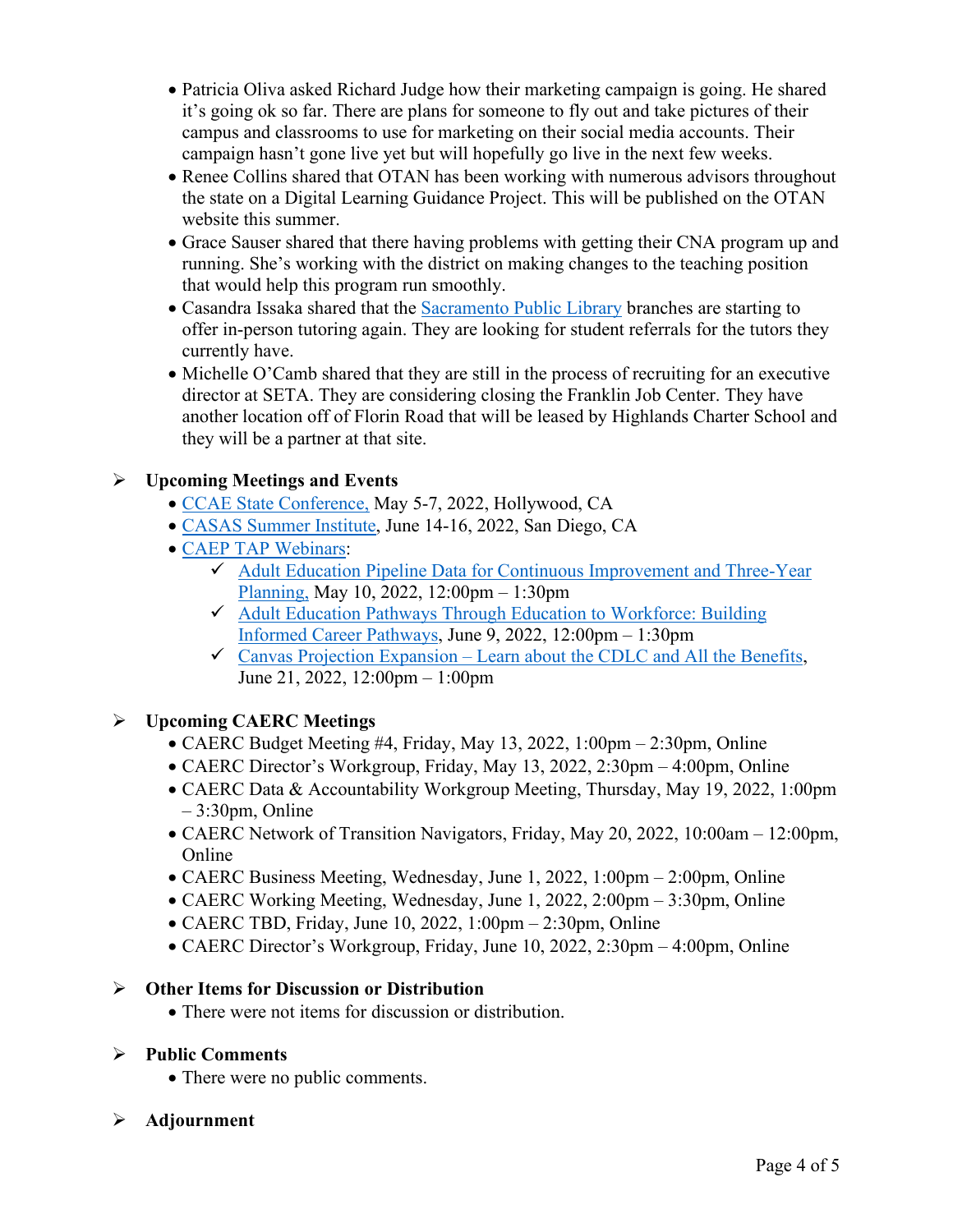- Patricia Oliva asked Richard Judge how their marketing campaign is going. He shared it's going ok so far. There are plans for someone to fly out and take pictures of their campus and classrooms to use for marketing on their social media accounts. Their campaign hasn't gone live yet but will hopefully go live in the next few weeks.
- Renee Collins shared that OTAN has been working with numerous advisors throughout the state on a Digital Learning Guidance Project. This will be published on the OTAN website this summer.
- Grace Sauser shared that there having problems with getting their CNA program up and running. She's working with the district on making changes to the teaching position that would help this program run smoothly.
- Casandra Issaka shared that the Sacramento Public Library branches are starting to offer in-person tutoring again. They are looking for student referrals for the tutors they currently have.
- Michelle O'Camb shared that they are still in the process of recruiting for an executive director at SETA. They are considering closing the Franklin Job Center. They have another location off of Florin Road that will be leased by Highlands Charter School and they will be a partner at that site.

## Upcoming Meetings and Events

- CCAE State Conference, May 5-7, 2022, Hollywood, CA
- CASAS Summer Institute, June 14-16, 2022, San Diego, CA
- CAEP TAP Webinars:
  - ✓ Adult Education Pipeline Data for Continuous Improvement and Three-Year Planning, May 10, 2022, 12:00pm – 1:30pm
  - ✓ Adult Education Pathways Through Education to Workforce: Building Informed Career Pathways, June 9, 2022, 12:00pm – 1:30pm
  - ✓ Canvas Projection Expansion – Learn about the CDLC and All the Benefits, June 21, 2022, 12:00pm – 1:00pm

## Upcoming CAERC Meetings

- CAERC Budget Meeting #4, Friday, May 13, 2022, 1:00pm – 2:30pm, Online
- CAERC Director's Workgroup, Friday, May 13, 2022, 2:30pm – 4:00pm, Online
- CAERC Data & Accountability Workgroup Meeting, Thursday, May 19, 2022, 1:00pm – 3:30pm, Online
- CAERC Network of Transition Navigators, Friday, May 20, 2022, 10:00am – 12:00pm, Online
- CAERC Business Meeting, Wednesday, June 1, 2022, 1:00pm – 2:00pm, Online
- CAERC Working Meeting, Wednesday, June 1, 2022, 2:00pm – 3:30pm, Online
- CAERC TBD, Friday, June 10, 2022, 1:00pm – 2:30pm, Online
- CAERC Director's Workgroup, Friday, June 10, 2022, 2:30pm – 4:00pm, Online

## Other Items for Discussion or Distribution

- There were not items for discussion or distribution.

## Public Comments

- There were no public comments.

## Adjournment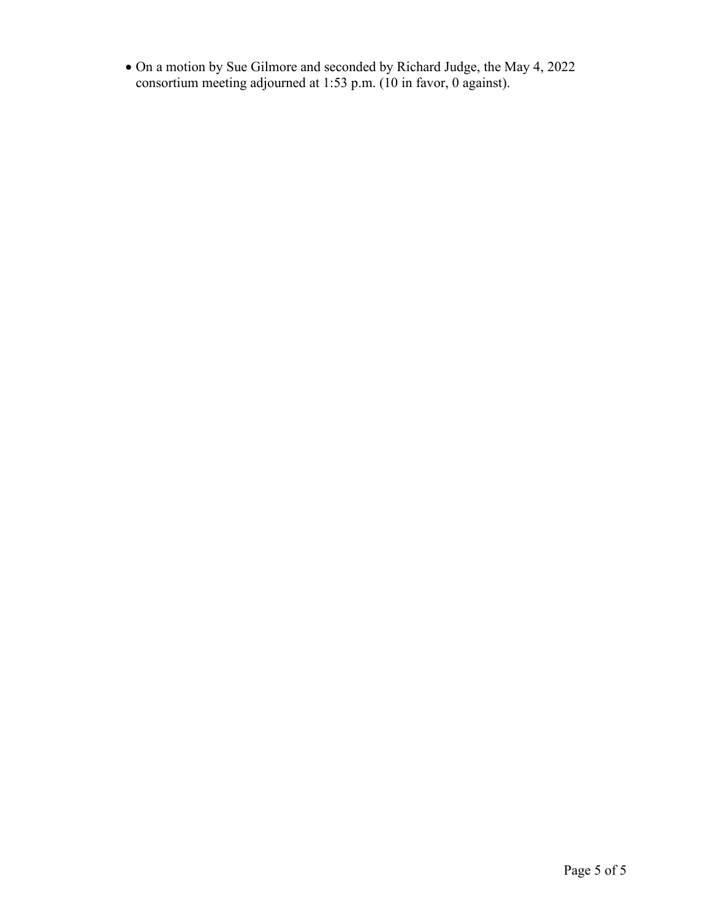- On a motion by Sue Gilmore and seconded by Richard Judge, the May 4, 2022 consortium meeting adjourned at 1:53 p.m. (10 in favor, 0 against).